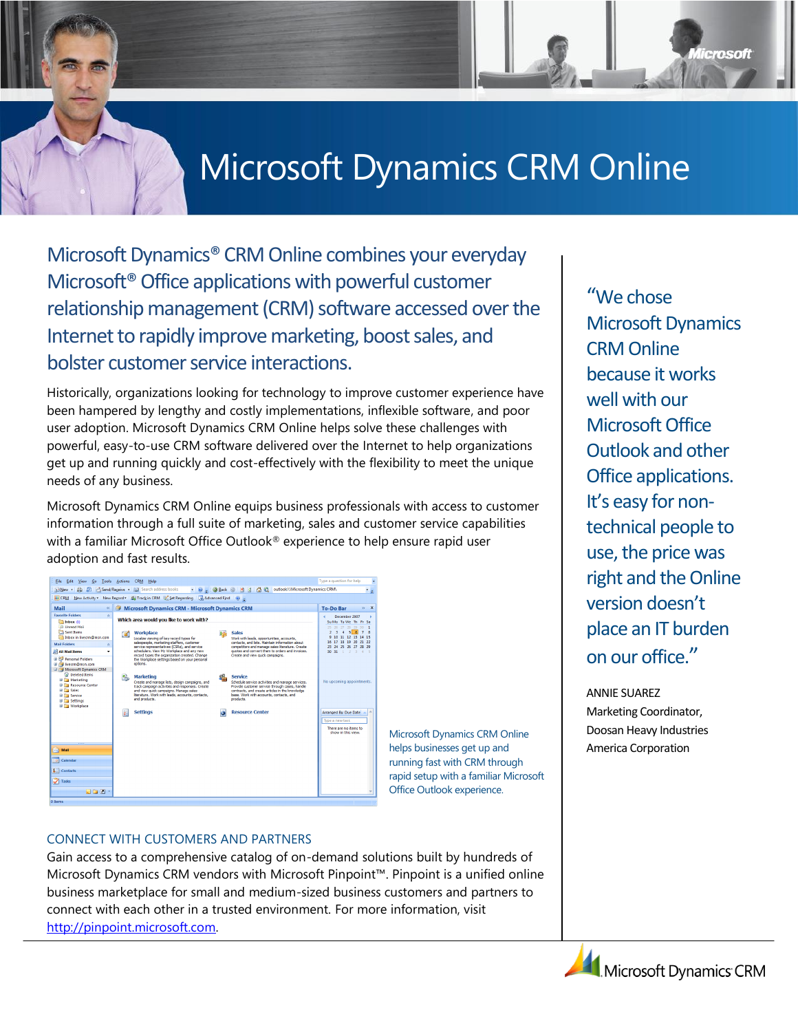# Microsoft Dynamics CRM Online

## Microsoft Dynamics® CRM Online combines your everyday Microsoft® Office applications with powerful customer relationship management (CRM) software accessed over the Internet to rapidly improve marketing, boost sales, and bolster customer service interactions.

Historically, organizations looking for technology to improve customer experience have been hampered by lengthy and costly implementations, inflexible software, and poor user adoption. Microsoft Dynamics CRM Online helps solve these challenges with powerful, easy-to-use CRM software delivered over the Internet to help organizations get up and running quickly and cost-effectively with the flexibility to meet the unique needs of any business.

Microsoft Dynamics CRM Online equips business professionals with access to customer information through a full suite of marketing, sales and customer service capabilities with a familiar Microsoft Office Outlook® experience to help ensure rapid user adoption and fast results.

Microsoft Dynamics CRM Online helps businesses get up and running fast with CRM through rapid setup with a familiar Microsoft Office Outlook experience.

### CONNECT WITH CUSTOMERS AND PARTNERS

Gain access to a comprehensive catalog of on-demand solutions built by hundreds of Microsoft Dynamics CRM vendors with Microsoft Pinpoint™. Pinpoint is a unified online business marketplace for small and medium-sized business customers and partners to connect with each other in a trusted environment. For more information, visit http://pinpoint.microsoft.com.

> "We chose Microsoft Dynamics CRM Online because it works well with our Microsoft Office Outlook and other Office applications. It's easy for non-technical people to use, the price was right and the Online version doesn't place an IT burden on our office."

ANNIE SUAREZ
Marketing Coordinator,
Doosan Heavy Industries
America Corporation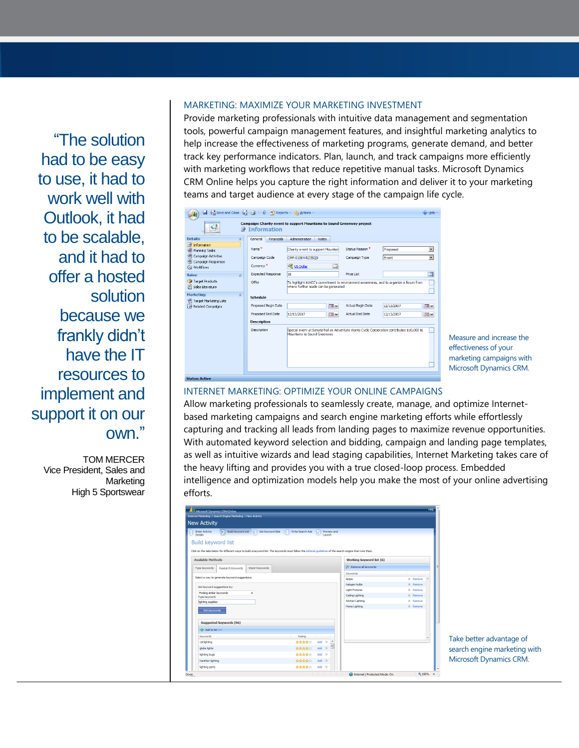> "The solution had to be easy to use, it had to work well with Outlook, it had to be scalable, and it had to offer a hosted solution because we frankly didn't have the IT resources to implement and support it on our own."

TOM MERCER
Vice President, Sales and Marketing
High 5 Sportswear

## MARKETING: MAXIMIZE YOUR MARKETING INVESTMENT

Provide marketing professionals with intuitive data management and segmentation tools, powerful campaign management features, and insightful marketing analytics to help increase the effectiveness of marketing programs, generate demand, and better track key performance indicators. Plan, launch, and track campaigns more efficiently with marketing workflows that reduce repetitive manual tasks. Microsoft Dynamics CRM Online helps you capture the right information and deliver it to your marketing teams and target audience at every stage of the campaign life cycle.

Measure and increase the effectiveness of your marketing campaigns with Microsoft Dynamics CRM.

## INTERNET MARKETING: OPTIMIZE YOUR ONLINE CAMPAIGNS

Allow marketing professionals to seamlessly create, manage, and optimize Internet-based marketing campaigns and search engine marketing efforts while effortlessly capturing and tracking all leads from landing pages to maximize revenue opportunities. With automated keyword selection and bidding, campaign and landing page templates, as well as intuitive wizards and lead staging capabilities, Internet Marketing takes care of the heavy lifting and provides you with a true closed-loop process. Embedded intelligence and optimization models help you make the most of your online advertising efforts.

Take better advantage of search engine marketing with Microsoft Dynamics CRM.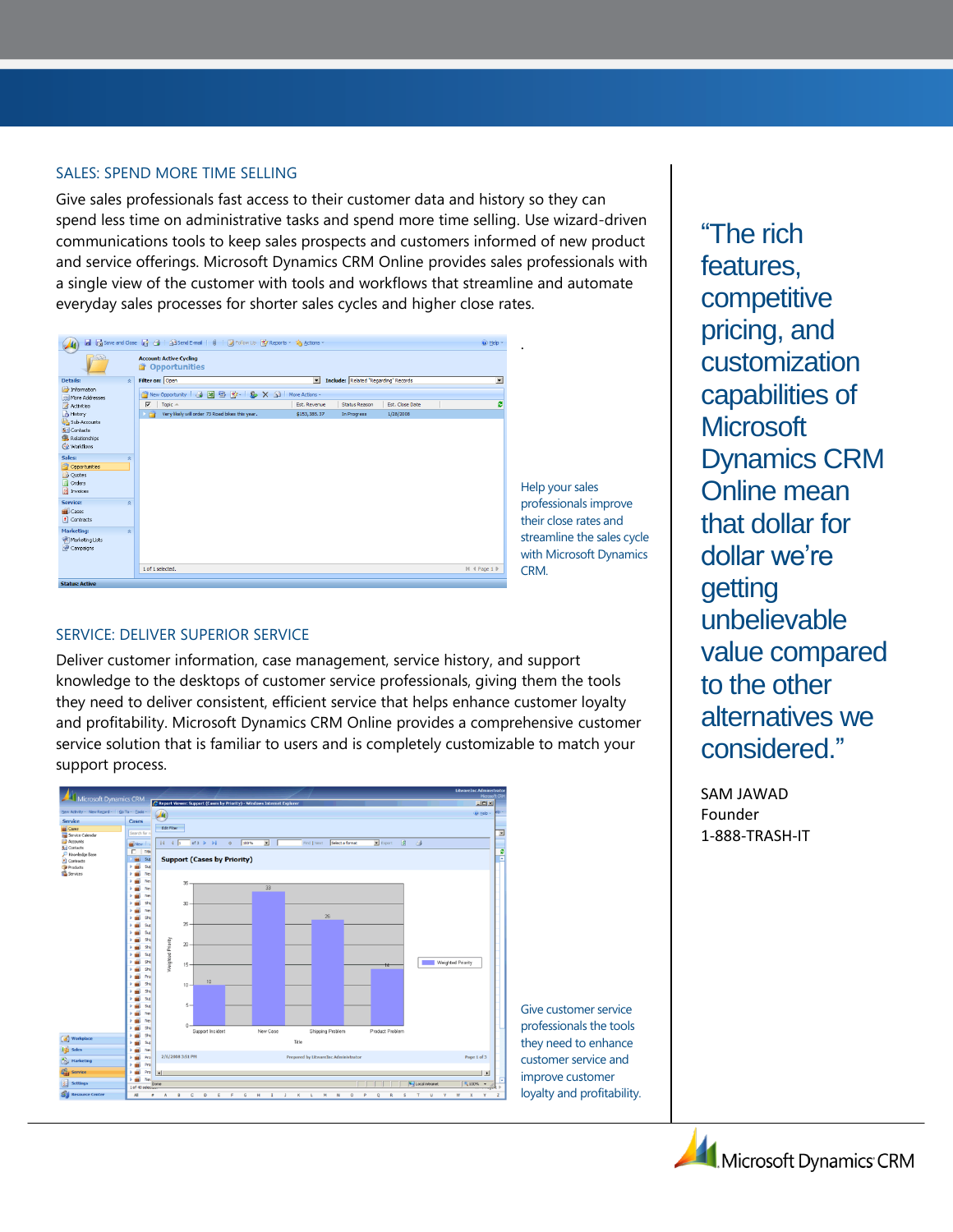## SALES: SPEND MORE TIME SELLING

Give sales professionals fast access to their customer data and history so they can spend less time on administrative tasks and spend more time selling. Use wizard-driven communications tools to keep sales prospects and customers informed of new product and service offerings. Microsoft Dynamics CRM Online provides sales professionals with a single view of the customer with tools and workflows that streamline and automate everyday sales processes for shorter sales cycles and higher close rates.

Help your sales professionals improve their close rates and streamline the sales cycle with Microsoft Dynamics CRM.

## SERVICE: DELIVER SUPERIOR SERVICE

Deliver customer information, case management, service history, and support knowledge to the desktops of customer service professionals, giving them the tools they need to deliver consistent, efficient service that helps enhance customer loyalty and profitability. Microsoft Dynamics CRM Online provides a comprehensive customer service solution that is familiar to users and is completely customizable to match your support process.

Give customer service professionals the tools they need to enhance customer service and improve customer loyalty and profitability.

> “The rich features, competitive pricing, and customization capabilities of Microsoft Dynamics CRM Online mean that dollar for dollar we’re getting unbelievable value compared to the other alternatives we considered.”

SAM JAWAD
Founder
1-888-TRASH-IT

Microsoft Dynamics CRM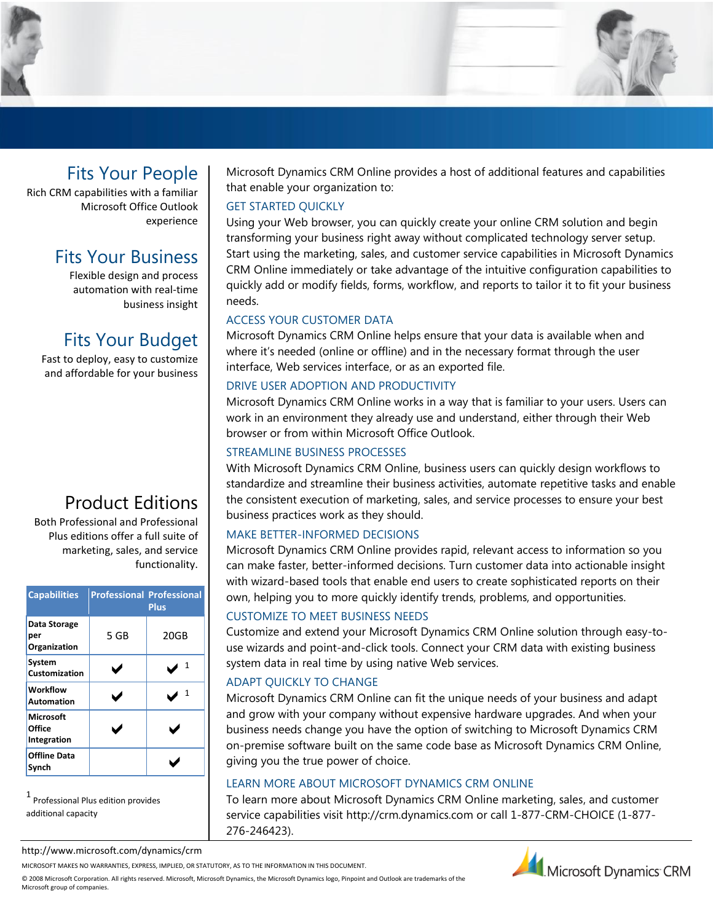## Fits Your People

Rich CRM capabilities with a familiar Microsoft Office Outlook experience

## Fits Your Business

Flexible design and process automation with real-time business insight

## Fits Your Budget

Fast to deploy, easy to customize and affordable for your business

## Product Editions

Both Professional and Professional Plus editions offer a full suite of marketing, sales, and service functionality.

| Capabilities | Professional | Professional Plus |
|---|---|---|
| Data Storage per Organization | 5 GB | 20GB |
| System Customization | ✔ | ✔ [1] |
| Workflow Automation | ✔ | ✔ [1] |
| Microsoft Office Integration | ✔ | ✔ |
| Offline Data Synch | | ✔ |

[1] Professional Plus edition provides additional capacity

Microsoft Dynamics CRM Online provides a host of additional features and capabilities that enable your organization to:

### GET STARTED QUICKLY

Using your Web browser, you can quickly create your online CRM solution and begin transforming your business right away without complicated technology server setup. Start using the marketing, sales, and customer service capabilities in Microsoft Dynamics CRM Online immediately or take advantage of the intuitive configuration capabilities to quickly add or modify fields, forms, workflow, and reports to tailor it to fit your business needs.

### ACCESS YOUR CUSTOMER DATA

Microsoft Dynamics CRM Online helps ensure that your data is available when and where it's needed (online or offline) and in the necessary format through the user interface, Web services interface, or as an exported file.

### DRIVE USER ADOPTION AND PRODUCTIVITY

Microsoft Dynamics CRM Online works in a way that is familiar to your users. Users can work in an environment they already use and understand, either through their Web browser or from within Microsoft Office Outlook.

### STREAMLINE BUSINESS PROCESSES

With Microsoft Dynamics CRM Online, business users can quickly design workflows to standardize and streamline their business activities, automate repetitive tasks and enable the consistent execution of marketing, sales, and service processes to ensure your best business practices work as they should.

### MAKE BETTER-INFORMED DECISIONS

Microsoft Dynamics CRM Online provides rapid, relevant access to information so you can make faster, better-informed decisions. Turn customer data into actionable insight with wizard-based tools that enable end users to create sophisticated reports on their own, helping you to more quickly identify trends, problems, and opportunities.

### CUSTOMIZE TO MEET BUSINESS NEEDS

Customize and extend your Microsoft Dynamics CRM Online solution through easy-to-use wizards and point-and-click tools. Connect your CRM data with existing business system data in real time by using native Web services.

### ADAPT QUICKLY TO CHANGE

Microsoft Dynamics CRM Online can fit the unique needs of your business and adapt and grow with your company without expensive hardware upgrades. And when your business needs change you have the option of switching to Microsoft Dynamics CRM on-premise software built on the same code base as Microsoft Dynamics CRM Online, giving you the true power of choice.

### LEARN MORE ABOUT MICROSOFT DYNAMICS CRM ONLINE

To learn more about Microsoft Dynamics CRM Online marketing, sales, and customer service capabilities visit http://crm.dynamics.com or call 1-877-CRM-CHOICE (1-877-276-246423).

http://www.microsoft.com/dynamics/crm

MICROSOFT MAKES NO WARRANTIES, EXPRESS, IMPLIED, OR STATUTORY, AS TO THE INFORMATION IN THIS DOCUMENT.

© 2008 Microsoft Corporation. All rights reserved. Microsoft, Microsoft Dynamics, the Microsoft Dynamics logo, Pinpoint and Outlook are trademarks of the Microsoft group of companies.

Microsoft Dynamics CRM